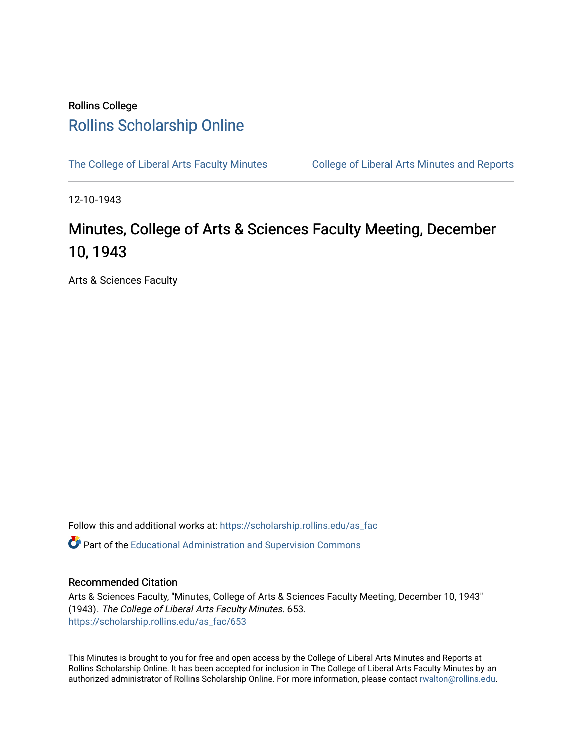Rollins College

# Rollins Scholarship Online

The College of Liberal Arts Faculty Minutes | College of Liberal Arts Minutes and Reports

12-10-1943

## Minutes, College of Arts & Sciences Faculty Meeting, December 10, 1943

Arts & Sciences Faculty

Follow this and additional works at: https://scholarship.rollins.edu/as_fac

Part of the Educational Administration and Supervision Commons

### Recommended Citation

Arts & Sciences Faculty, "Minutes, College of Arts & Sciences Faculty Meeting, December 10, 1943" (1943). *The College of Liberal Arts Faculty Minutes*. 653.
https://scholarship.rollins.edu/as_fac/653

This Minutes is brought to you for free and open access by the College of Liberal Arts Minutes and Reports at Rollins Scholarship Online. It has been accepted for inclusion in The College of Liberal Arts Faculty Minutes by an authorized administrator of Rollins Scholarship Online. For more information, please contact rwalton@rollins.edu.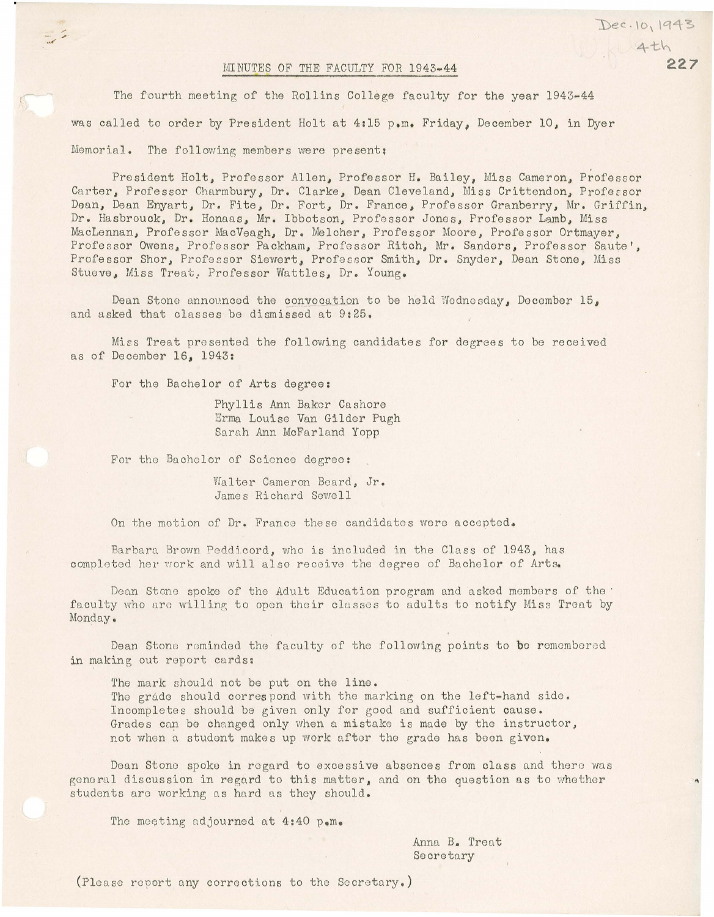Dec. 10, 1943
4th

## MINUTES OF THE FACULTY FOR 1943-44

The fourth meeting of the Rollins College faculty for the year 1943-44 was called to order by President Holt at 4:15 p.m. Friday, December 10, in Dyer Memorial. The following members were present:

President Holt, Professor Allen, Professor H. Bailey, Miss Cameron, Professor Carter, Professor Charmbury, Dr. Clarke, Dean Cleveland, Miss Crittendon, Professor Dean, Dean Enyart, Dr. Fite, Dr. Fort, Dr. France, Professor Granberry, Mr. Griffin, Dr. Hasbrouck, Dr. Honaas, Mr. Ibbotson, Professor Jones, Professor Lamb, Miss MacLennan, Professor MacVeagh, Dr. Melcher, Professor Moore, Professor Ortmayer, Professor Owens, Professor Packham, Professor Ritch, Mr. Sanders, Professor Saute', Professor Shor, Professor Siewert, Professor Smith, Dr. Snyder, Dean Stone, Miss Stueve, Miss Treat, Professor Wattles, Dr. Young.

Dean Stone announced the convocation to be held Wednesday, December 15, and asked that classes be dismissed at 9:25.

Miss Treat presented the following candidates for degrees to be received as of December 16, 1943:

For the Bachelor of Arts degree:

Phyllis Ann Baker Cashore
Erma Louise Van Gilder Pugh
Sarah Ann McFarland Yopp

For the Bachelor of Science degree:

Walter Cameron Beard, Jr.
James Richard Sewell

On the motion of Dr. France these candidates were accepted.

Barbara Brown Peddicord, who is included in the Class of 1943, has completed her work and will also receive the degree of Bachelor of Arts.

Dean Stone spoke of the Adult Education program and asked members of the faculty who are willing to open their classes to adults to notify Miss Treat by Monday.

Dean Stone reminded the faculty of the following points to be remembered in making out report cards:

The mark should not be put on the line.
The grade should correspond with the marking on the left-hand side.
Incompletes should be given only for good and sufficient cause.
Grades can be changed only when a mistake is made by the instructor, not when a student makes up work after the grade has been given.

Dean Stone spoke in regard to excessive absences from class and there was general discussion in regard to this matter, and on the question as to whether students are working as hard as they should.

The meeting adjourned at 4:40 p.m.

Anna B. Treat
Secretary

(Please report any corrections to the Secretary.)